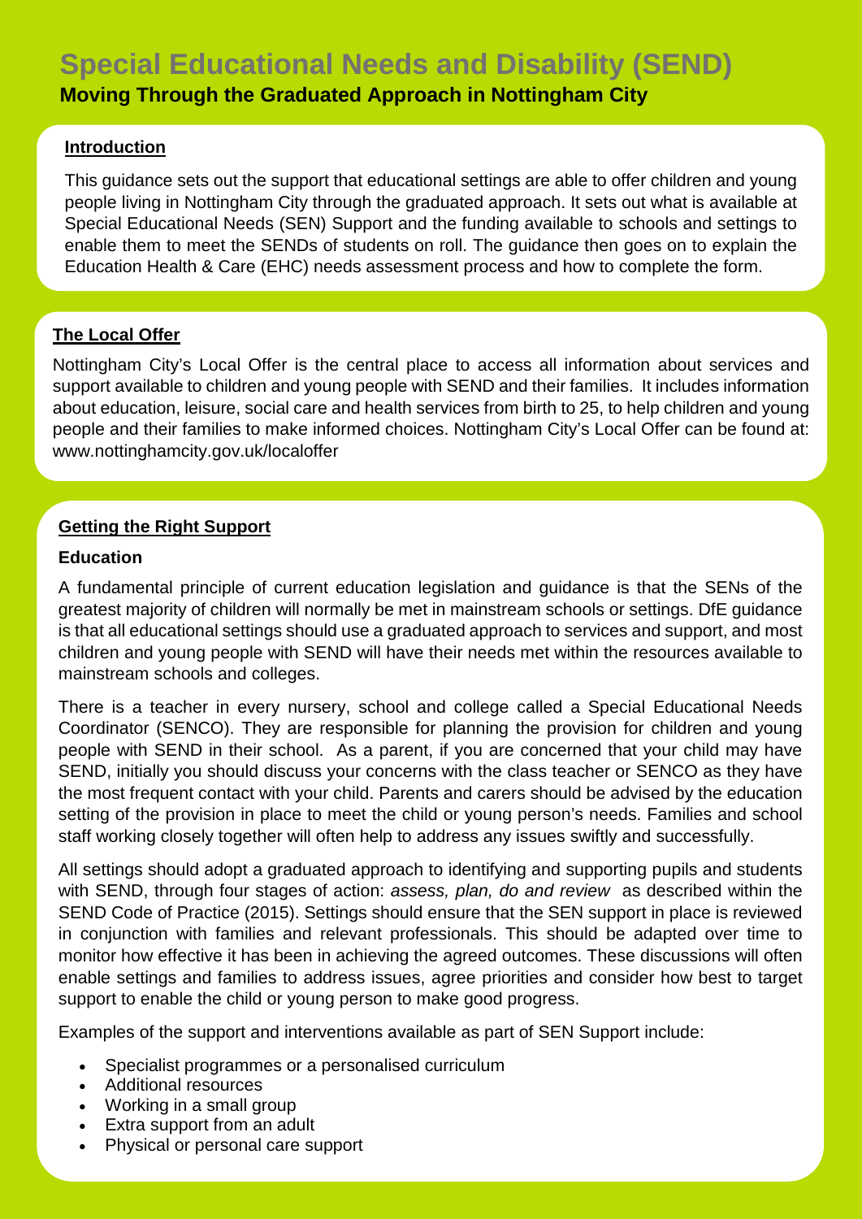# Special Educational Needs and Disability (SEND)

## Moving Through the Graduated Approach in Nottingham City

### Introduction

This guidance sets out the support that educational settings are able to offer children and young people living in Nottingham City through the graduated approach. It sets out what is available at Special Educational Needs (SEN) Support and the funding available to schools and settings to enable them to meet the SENDs of students on roll. The guidance then goes on to explain the Education Health & Care (EHC) needs assessment process and how to complete the form.

### The Local Offer

Nottingham City's Local Offer is the central place to access all information about services and support available to children and young people with SEND and their families. It includes information about education, leisure, social care and health services from birth to 25, to help children and young people and their families to make informed choices. Nottingham City's Local Offer can be found at: www.nottinghamcity.gov.uk/localoffer

### Getting the Right Support

**Education**

A fundamental principle of current education legislation and guidance is that the SENs of the greatest majority of children will normally be met in mainstream schools or settings. DfE guidance is that all educational settings should use a graduated approach to services and support, and most children and young people with SEND will have their needs met within the resources available to mainstream schools and colleges.

There is a teacher in every nursery, school and college called a Special Educational Needs Coordinator (SENCO). They are responsible for planning the provision for children and young people with SEND in their school. As a parent, if you are concerned that your child may have SEND, initially you should discuss your concerns with the class teacher or SENCO as they have the most frequent contact with your child. Parents and carers should be advised by the education setting of the provision in place to meet the child or young person's needs. Families and school staff working closely together will often help to address any issues swiftly and successfully.

All settings should adopt a graduated approach to identifying and supporting pupils and students with SEND, through four stages of action: *assess, plan, do and review* as described within the SEND Code of Practice (2015). Settings should ensure that the SEN support in place is reviewed in conjunction with families and relevant professionals. This should be adapted over time to monitor how effective it has been in achieving the agreed outcomes. These discussions will often enable settings and families to address issues, agree priorities and consider how best to target support to enable the child or young person to make good progress.

Examples of the support and interventions available as part of SEN Support include:

- Specialist programmes or a personalised curriculum
- Additional resources
- Working in a small group
- Extra support from an adult
- Physical or personal care support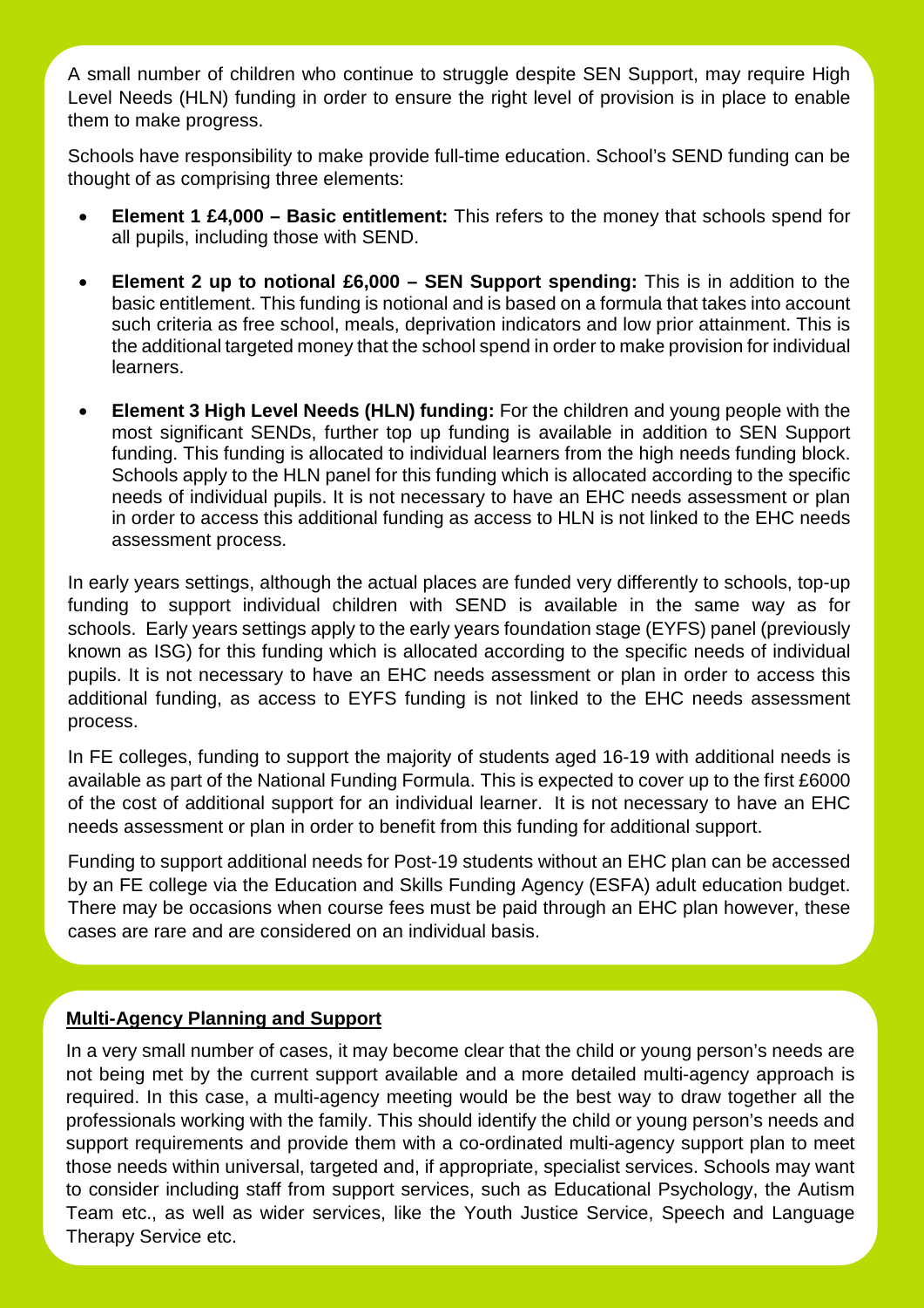A small number of children who continue to struggle despite SEN Support, may require High Level Needs (HLN) funding in order to ensure the right level of provision is in place to enable them to make progress.

Schools have responsibility to make provide full-time education. School's SEND funding can be thought of as comprising three elements:

- **Element 1 £4,000 – Basic entitlement:** This refers to the money that schools spend for all pupils, including those with SEND.
- **Element 2 up to notional £6,000 – SEN Support spending:** This is in addition to the basic entitlement. This funding is notional and is based on a formula that takes into account such criteria as free school, meals, deprivation indicators and low prior attainment. This is the additional targeted money that the school spend in order to make provision for individual learners.
- **Element 3 High Level Needs (HLN) funding:** For the children and young people with the most significant SENDs, further top up funding is available in addition to SEN Support funding. This funding is allocated to individual learners from the high needs funding block. Schools apply to the HLN panel for this funding which is allocated according to the specific needs of individual pupils. It is not necessary to have an EHC needs assessment or plan in order to access this additional funding as access to HLN is not linked to the EHC needs assessment process.

In early years settings, although the actual places are funded very differently to schools, top-up funding to support individual children with SEND is available in the same way as for schools. Early years settings apply to the early years foundation stage (EYFS) panel (previously known as ISG) for this funding which is allocated according to the specific needs of individual pupils. It is not necessary to have an EHC needs assessment or plan in order to access this additional funding, as access to EYFS funding is not linked to the EHC needs assessment process.

In FE colleges, funding to support the majority of students aged 16-19 with additional needs is available as part of the National Funding Formula. This is expected to cover up to the first £6000 of the cost of additional support for an individual learner. It is not necessary to have an EHC needs assessment or plan in order to benefit from this funding for additional support.

Funding to support additional needs for Post-19 students without an EHC plan can be accessed by an FE college via the Education and Skills Funding Agency (ESFA) adult education budget. There may be occasions when course fees must be paid through an EHC plan however, these cases are rare and are considered on an individual basis.

## Multi-Agency Planning and Support

In a very small number of cases, it may become clear that the child or young person's needs are not being met by the current support available and a more detailed multi-agency approach is required. In this case, a multi-agency meeting would be the best way to draw together all the professionals working with the family. This should identify the child or young person's needs and support requirements and provide them with a co-ordinated multi-agency support plan to meet those needs within universal, targeted and, if appropriate, specialist services. Schools may want to consider including staff from support services, such as Educational Psychology, the Autism Team etc., as well as wider services, like the Youth Justice Service, Speech and Language Therapy Service etc.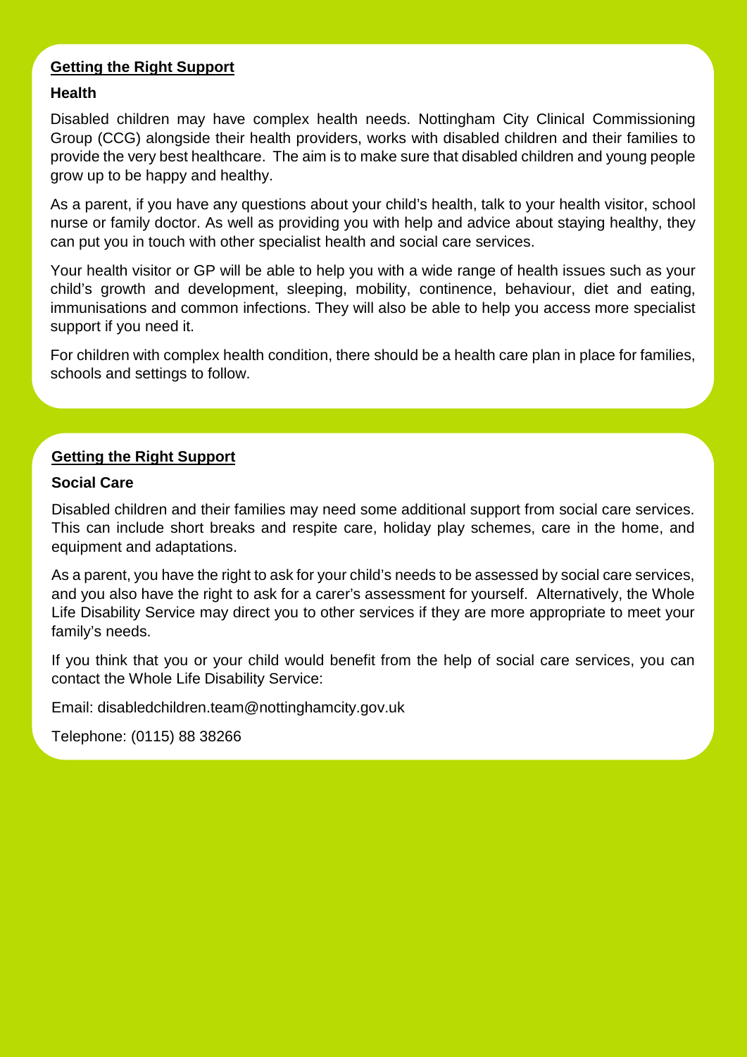## Getting the Right Support

### Health

Disabled children may have complex health needs. Nottingham City Clinical Commissioning Group (CCG) alongside their health providers, works with disabled children and their families to provide the very best healthcare. The aim is to make sure that disabled children and young people grow up to be happy and healthy.

As a parent, if you have any questions about your child's health, talk to your health visitor, school nurse or family doctor. As well as providing you with help and advice about staying healthy, they can put you in touch with other specialist health and social care services.

Your health visitor or GP will be able to help you with a wide range of health issues such as your child's growth and development, sleeping, mobility, continence, behaviour, diet and eating, immunisations and common infections. They will also be able to help you access more specialist support if you need it.

For children with complex health condition, there should be a health care plan in place for families, schools and settings to follow.

## Getting the Right Support

### Social Care

Disabled children and their families may need some additional support from social care services. This can include short breaks and respite care, holiday play schemes, care in the home, and equipment and adaptations.

As a parent, you have the right to ask for your child's needs to be assessed by social care services, and you also have the right to ask for a carer's assessment for yourself. Alternatively, the Whole Life Disability Service may direct you to other services if they are more appropriate to meet your family's needs.

If you think that you or your child would benefit from the help of social care services, you can contact the Whole Life Disability Service:

Email: disabledchildren.team@nottinghamcity.gov.uk

Telephone: (0115) 88 38266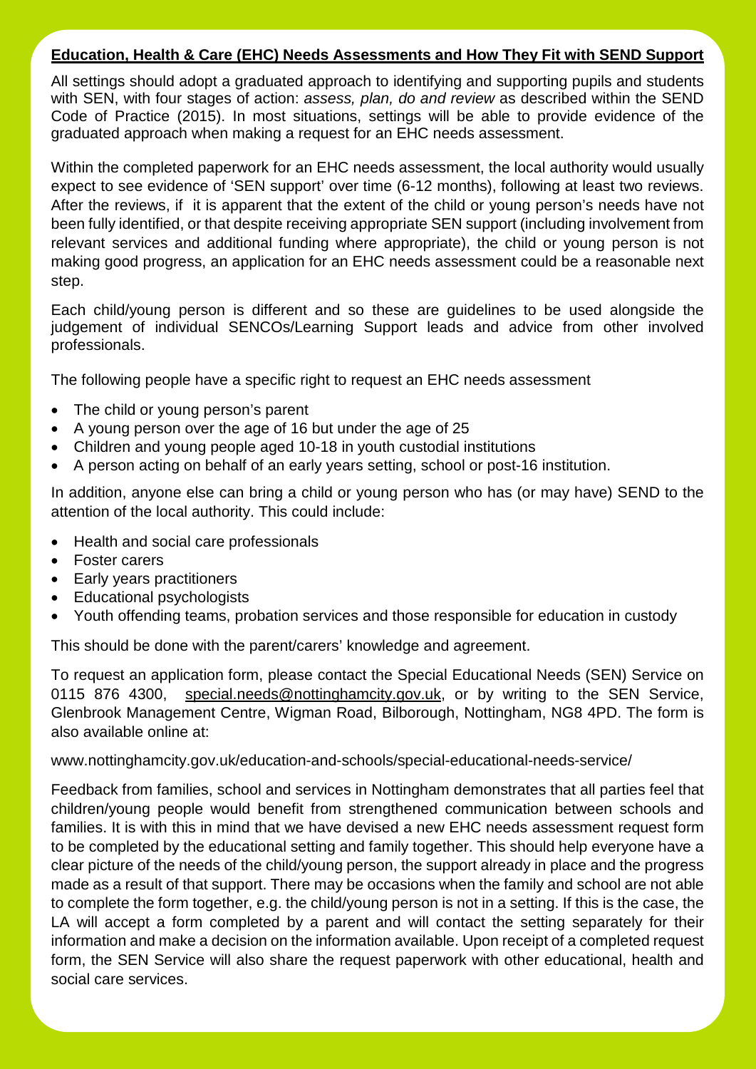**Education, Health & Care (EHC) Needs Assessments and How They Fit with SEND Support**

All settings should adopt a graduated approach to identifying and supporting pupils and students with SEN, with four stages of action: *assess, plan, do and review* as described within the SEND Code of Practice (2015). In most situations, settings will be able to provide evidence of the graduated approach when making a request for an EHC needs assessment.

Within the completed paperwork for an EHC needs assessment, the local authority would usually expect to see evidence of 'SEN support' over time (6-12 months), following at least two reviews. After the reviews, if it is apparent that the extent of the child or young person's needs have not been fully identified, or that despite receiving appropriate SEN support (including involvement from relevant services and additional funding where appropriate), the child or young person is not making good progress, an application for an EHC needs assessment could be a reasonable next step.

Each child/young person is different and so these are guidelines to be used alongside the judgement of individual SENCOs/Learning Support leads and advice from other involved professionals.

The following people have a specific right to request an EHC needs assessment

- The child or young person's parent
- A young person over the age of 16 but under the age of 25
- Children and young people aged 10-18 in youth custodial institutions
- A person acting on behalf of an early years setting, school or post-16 institution.

In addition, anyone else can bring a child or young person who has (or may have) SEND to the attention of the local authority. This could include:

- Health and social care professionals
- Foster carers
- Early years practitioners
- Educational psychologists
- Youth offending teams, probation services and those responsible for education in custody

This should be done with the parent/carers' knowledge and agreement.

To request an application form, please contact the Special Educational Needs (SEN) Service on 0115 876 4300, special.needs@nottinghamcity.gov.uk, or by writing to the SEN Service, Glenbrook Management Centre, Wigman Road, Bilborough, Nottingham, NG8 4PD. The form is also available online at:

www.nottinghamcity.gov.uk/education-and-schools/special-educational-needs-service/

Feedback from families, school and services in Nottingham demonstrates that all parties feel that children/young people would benefit from strengthened communication between schools and families. It is with this in mind that we have devised a new EHC needs assessment request form to be completed by the educational setting and family together. This should help everyone have a clear picture of the needs of the child/young person, the support already in place and the progress made as a result of that support. There may be occasions when the family and school are not able to complete the form together, e.g. the child/young person is not in a setting. If this is the case, the LA will accept a form completed by a parent and will contact the setting separately for their information and make a decision on the information available. Upon receipt of a completed request form, the SEN Service will also share the request paperwork with other educational, health and social care services.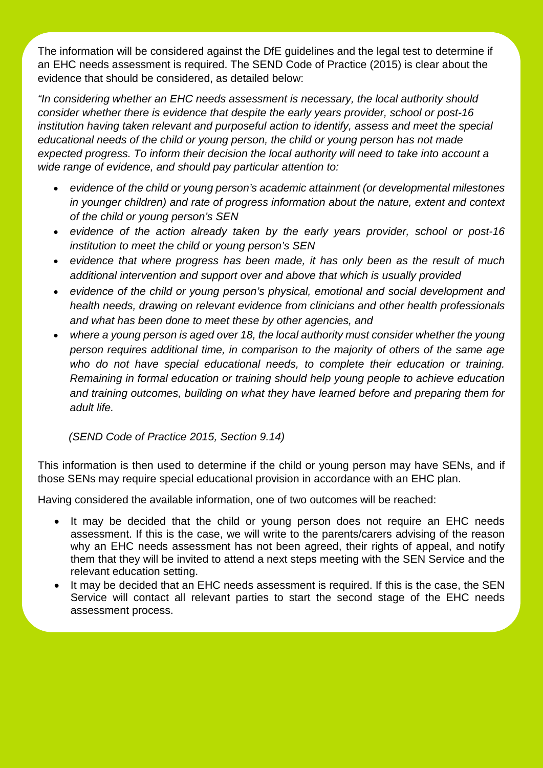The information will be considered against the DfE guidelines and the legal test to determine if an EHC needs assessment is required. The SEND Code of Practice (2015) is clear about the evidence that should be considered, as detailed below:

*"In considering whether an EHC needs assessment is necessary, the local authority should consider whether there is evidence that despite the early years provider, school or post-16 institution having taken relevant and purposeful action to identify, assess and meet the special educational needs of the child or young person, the child or young person has not made expected progress. To inform their decision the local authority will need to take into account a wide range of evidence, and should pay particular attention to:*

- *evidence of the child or young person's academic attainment (or developmental milestones in younger children) and rate of progress information about the nature, extent and context of the child or young person's SEN*
- *evidence of the action already taken by the early years provider, school or post-16 institution to meet the child or young person's SEN*
- *evidence that where progress has been made, it has only been as the result of much additional intervention and support over and above that which is usually provided*
- *evidence of the child or young person's physical, emotional and social development and health needs, drawing on relevant evidence from clinicians and other health professionals and what has been done to meet these by other agencies, and*
- *where a young person is aged over 18, the local authority must consider whether the young person requires additional time, in comparison to the majority of others of the same age who do not have special educational needs, to complete their education or training. Remaining in formal education or training should help young people to achieve education and training outcomes, building on what they have learned before and preparing them for adult life.*

*(SEND Code of Practice 2015, Section 9.14)*

This information is then used to determine if the child or young person may have SENs, and if those SENs may require special educational provision in accordance with an EHC plan.

Having considered the available information, one of two outcomes will be reached:

- It may be decided that the child or young person does not require an EHC needs assessment. If this is the case, we will write to the parents/carers advising of the reason why an EHC needs assessment has not been agreed, their rights of appeal, and notify them that they will be invited to attend a next steps meeting with the SEN Service and the relevant education setting.
- It may be decided that an EHC needs assessment is required. If this is the case, the SEN Service will contact all relevant parties to start the second stage of the EHC needs assessment process.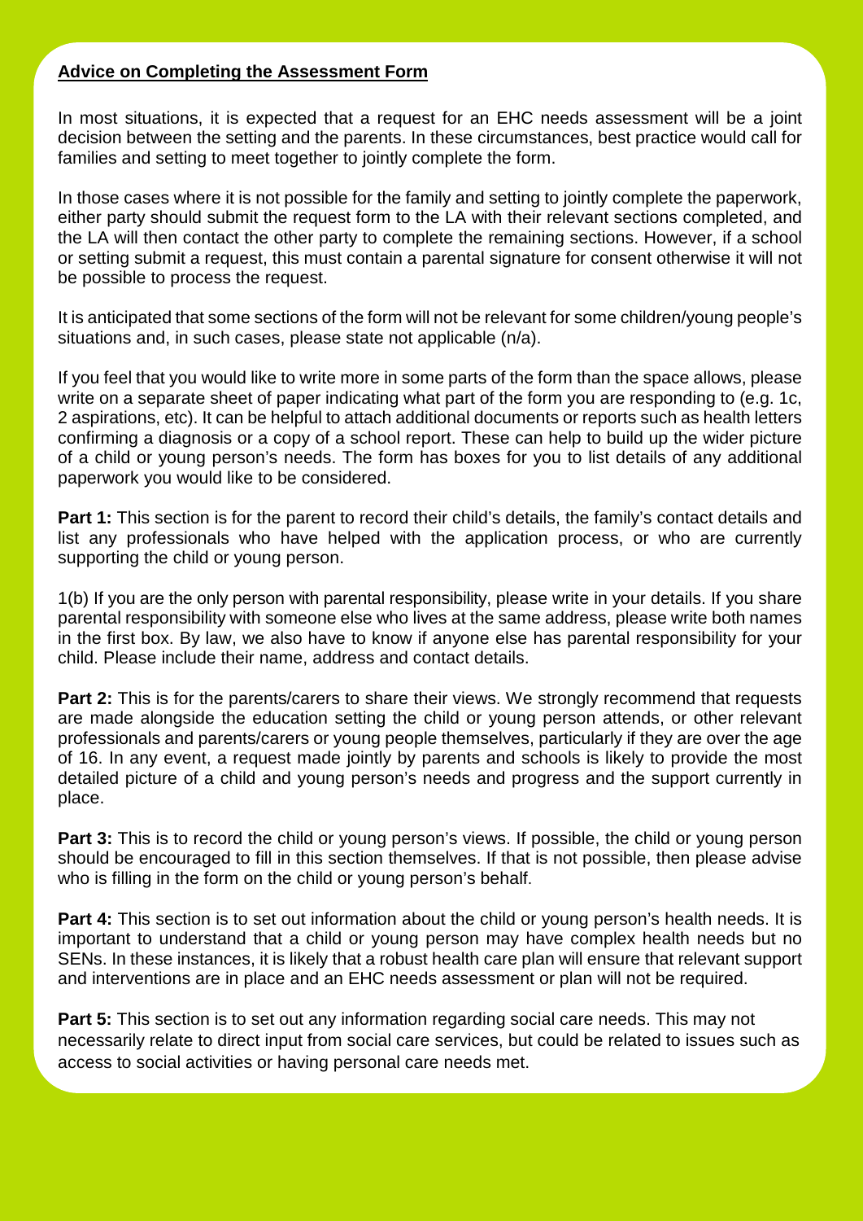**Advice on Completing the Assessment Form**

In most situations, it is expected that a request for an EHC needs assessment will be a joint decision between the setting and the parents. In these circumstances, best practice would call for families and setting to meet together to jointly complete the form.

In those cases where it is not possible for the family and setting to jointly complete the paperwork, either party should submit the request form to the LA with their relevant sections completed, and the LA will then contact the other party to complete the remaining sections. However, if a school or setting submit a request, this must contain a parental signature for consent otherwise it will not be possible to process the request.

It is anticipated that some sections of the form will not be relevant for some children/young people's situations and, in such cases, please state not applicable (n/a).

If you feel that you would like to write more in some parts of the form than the space allows, please write on a separate sheet of paper indicating what part of the form you are responding to (e.g. 1c, 2 aspirations, etc). It can be helpful to attach additional documents or reports such as health letters confirming a diagnosis or a copy of a school report. These can help to build up the wider picture of a child or young person's needs. The form has boxes for you to list details of any additional paperwork you would like to be considered.

**Part 1:** This section is for the parent to record their child's details, the family's contact details and list any professionals who have helped with the application process, or who are currently supporting the child or young person.

1(b) If you are the only person with parental responsibility, please write in your details. If you share parental responsibility with someone else who lives at the same address, please write both names in the first box. By law, we also have to know if anyone else has parental responsibility for your child. Please include their name, address and contact details.

**Part 2:** This is for the parents/carers to share their views. We strongly recommend that requests are made alongside the education setting the child or young person attends, or other relevant professionals and parents/carers or young people themselves, particularly if they are over the age of 16. In any event, a request made jointly by parents and schools is likely to provide the most detailed picture of a child and young person's needs and progress and the support currently in place.

**Part 3:** This is to record the child or young person's views. If possible, the child or young person should be encouraged to fill in this section themselves. If that is not possible, then please advise who is filling in the form on the child or young person's behalf.

**Part 4:** This section is to set out information about the child or young person's health needs. It is important to understand that a child or young person may have complex health needs but no SENs. In these instances, it is likely that a robust health care plan will ensure that relevant support and interventions are in place and an EHC needs assessment or plan will not be required.

**Part 5:** This section is to set out any information regarding social care needs. This may not necessarily relate to direct input from social care services, but could be related to issues such as access to social activities or having personal care needs met.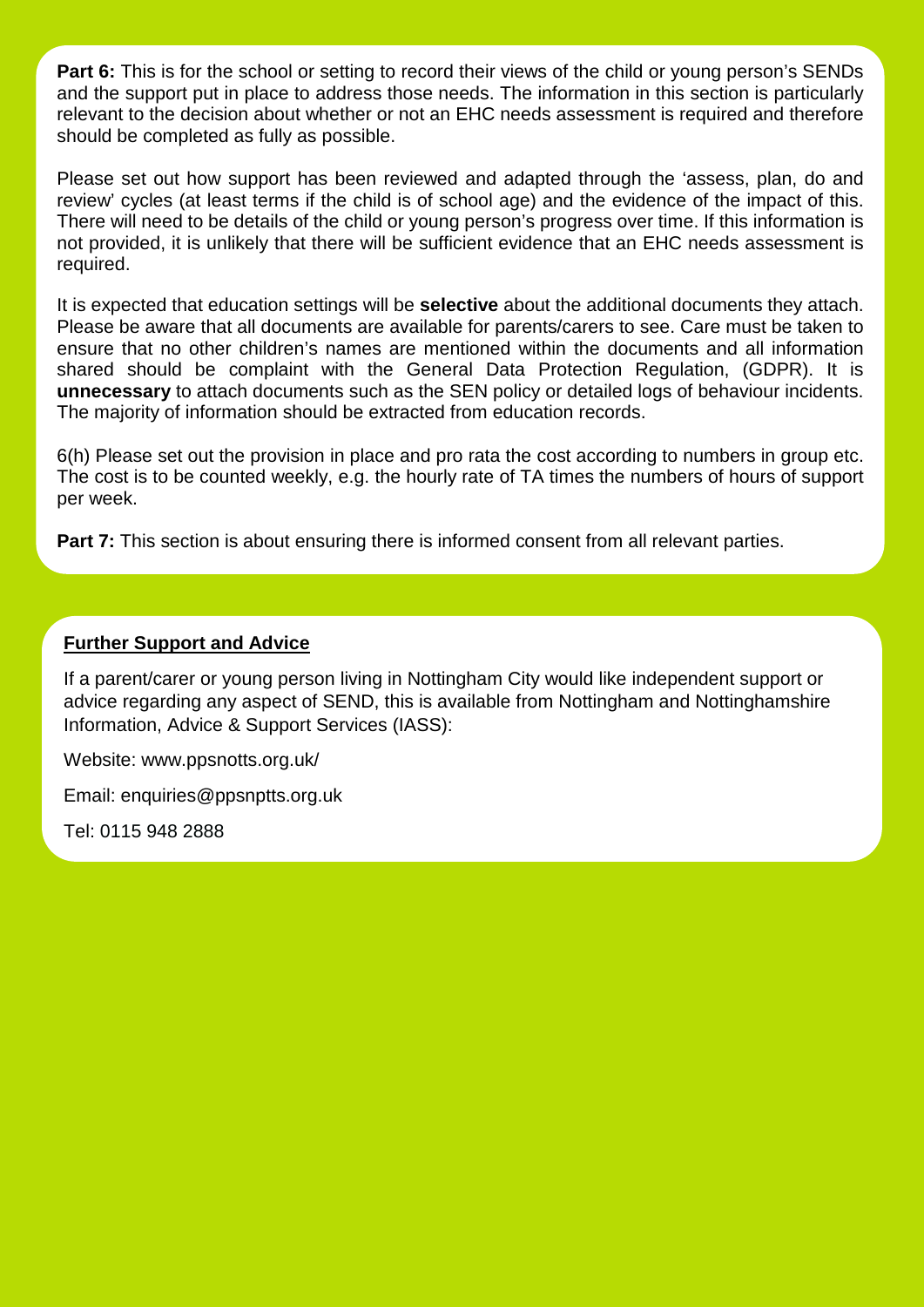**Part 6:** This is for the school or setting to record their views of the child or young person's SENDs and the support put in place to address those needs. The information in this section is particularly relevant to the decision about whether or not an EHC needs assessment is required and therefore should be completed as fully as possible.

Please set out how support has been reviewed and adapted through the 'assess, plan, do and review' cycles (at least terms if the child is of school age) and the evidence of the impact of this. There will need to be details of the child or young person's progress over time. If this information is not provided, it is unlikely that there will be sufficient evidence that an EHC needs assessment is required.

It is expected that education settings will be **selective** about the additional documents they attach. Please be aware that all documents are available for parents/carers to see. Care must be taken to ensure that no other children's names are mentioned within the documents and all information shared should be complaint with the General Data Protection Regulation, (GDPR). It is **unnecessary** to attach documents such as the SEN policy or detailed logs of behaviour incidents. The majority of information should be extracted from education records.

6(h) Please set out the provision in place and pro rata the cost according to numbers in group etc. The cost is to be counted weekly, e.g. the hourly rate of TA times the numbers of hours of support per week.

**Part 7:** This section is about ensuring there is informed consent from all relevant parties.

## Further Support and Advice

If a parent/carer or young person living in Nottingham City would like independent support or advice regarding any aspect of SEND, this is available from Nottingham and Nottinghamshire Information, Advice & Support Services (IASS):

Website: www.ppsnotts.org.uk/

Email: enquiries@ppsnptts.org.uk

Tel: 0115 948 2888